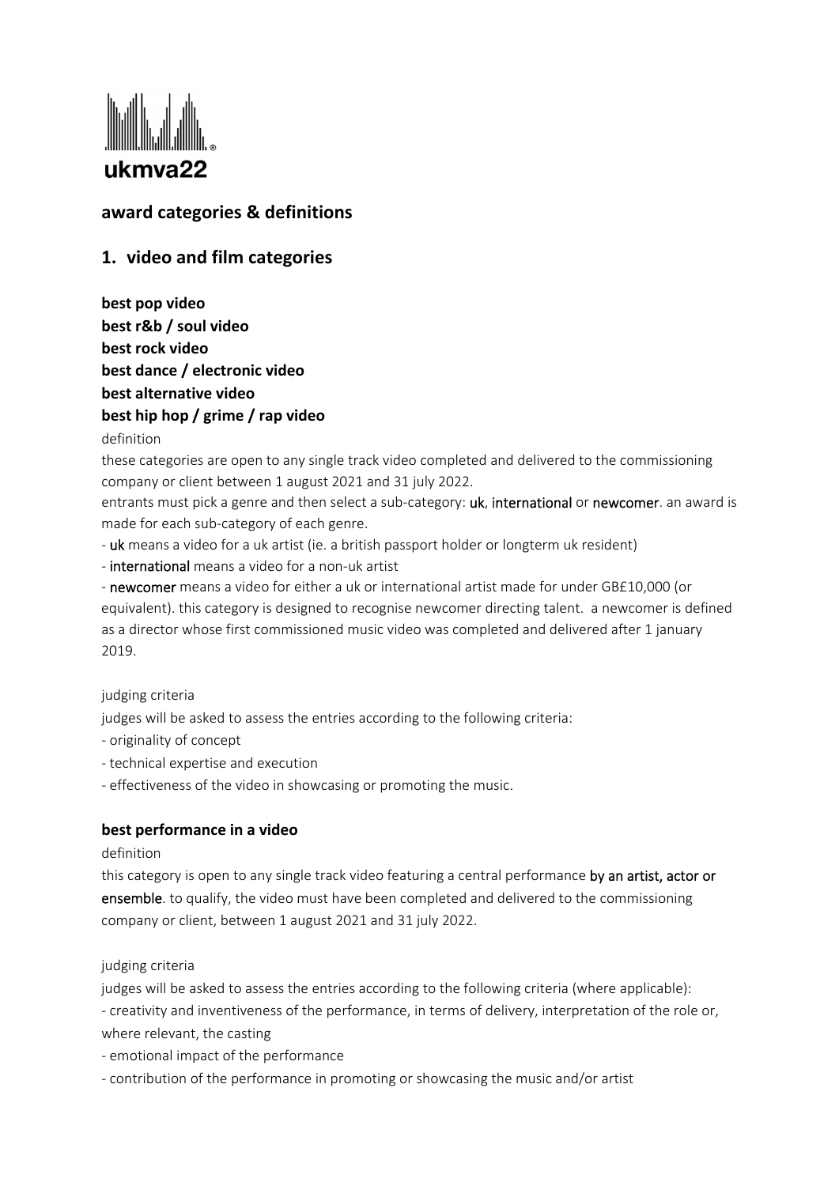ukmva22

## award categories & definitions

## 1. video and film categories

**best pop video**
**best r&b / soul video**
**best rock video**
**best dance / electronic video**
**best alternative video**
**best hip hop / grime / rap video**

definition

these categories are open to any single track video completed and delivered to the commissioning company or client between 1 august 2021 and 31 july 2022.

entrants must pick a genre and then select a sub-category: uk, international or newcomer. an award is made for each sub-category of each genre.

- uk means a video for a uk artist (ie. a british passport holder or longterm uk resident)
- international means a video for a non-uk artist
- newcomer means a video for either a uk or international artist made for under GB£10,000 (or equivalent). this category is designed to recognise newcomer directing talent. a newcomer is defined as a director whose first commissioned music video was completed and delivered after 1 january 2019.

judging criteria

judges will be asked to assess the entries according to the following criteria:

- originality of concept
- technical expertise and execution
- effectiveness of the video in showcasing or promoting the music.

### best performance in a video

definition

this category is open to any single track video featuring a central performance by an artist, actor or ensemble. to qualify, the video must have been completed and delivered to the commissioning company or client, between 1 august 2021 and 31 july 2022.

judging criteria

judges will be asked to assess the entries according to the following criteria (where applicable):

- creativity and inventiveness of the performance, in terms of delivery, interpretation of the role or, where relevant, the casting
- emotional impact of the performance
- contribution of the performance in promoting or showcasing the music and/or artist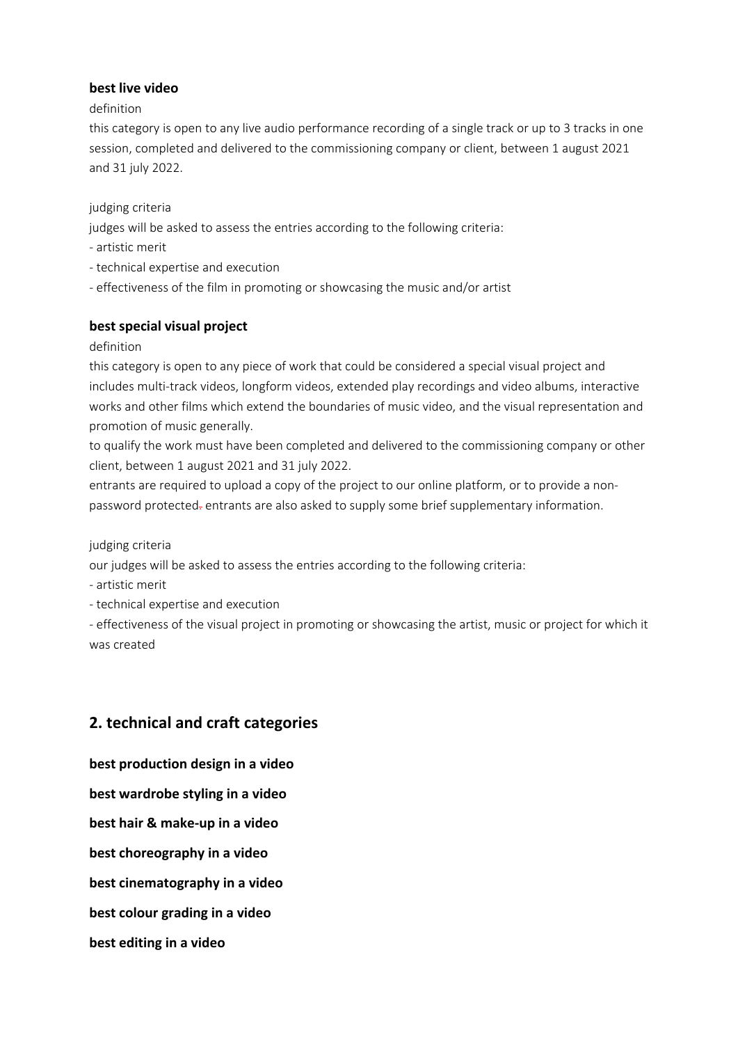**best live video**

definition

this category is open to any live audio performance recording of a single track or up to 3 tracks in one session, completed and delivered to the commissioning company or client, between 1 august 2021 and 31 july 2022.

judging criteria

judges will be asked to assess the entries according to the following criteria:

- artistic merit
- technical expertise and execution
- effectiveness of the film in promoting or showcasing the music and/or artist

**best special visual project**

definition

this category is open to any piece of work that could be considered a special visual project and includes multi-track videos, longform videos, extended play recordings and video albums, interactive works and other films which extend the boundaries of music video, and the visual representation and promotion of music generally.

to qualify the work must have been completed and delivered to the commissioning company or other client, between 1 august 2021 and 31 july 2022.

entrants are required to upload a copy of the project to our online platform, or to provide a non-password protected. entrants are also asked to supply some brief supplementary information.

judging criteria

our judges will be asked to assess the entries according to the following criteria:

- artistic merit
- technical expertise and execution
- effectiveness of the visual project in promoting or showcasing the artist, music or project for which it was created

## 2. technical and craft categories

**best production design in a video**

**best wardrobe styling in a video**

**best hair & make-up in a video**

**best choreography in a video**

**best cinematography in a video**

**best colour grading in a video**

**best editing in a video**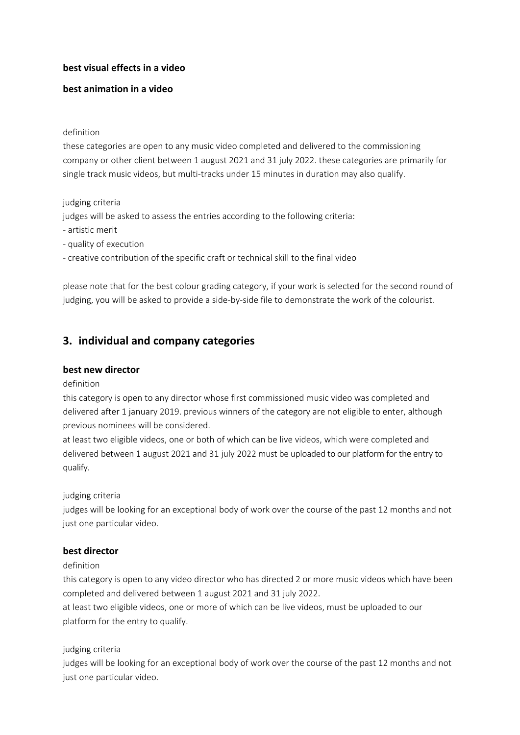**best visual effects in a video**

**best animation in a video**

definition

these categories are open to any music video completed and delivered to the commissioning company or other client between 1 august 2021 and 31 july 2022. these categories are primarily for single track music videos, but multi-tracks under 15 minutes in duration may also qualify.

judging criteria

judges will be asked to assess the entries according to the following criteria:

- artistic merit
- quality of execution
- creative contribution of the specific craft or technical skill to the final video

please note that for the best colour grading category, if your work is selected for the second round of judging, you will be asked to provide a side-by-side file to demonstrate the work of the colourist.

## 3. individual and company categories

### best new director

definition

this category is open to any director whose first commissioned music video was completed and delivered after 1 january 2019. previous winners of the category are not eligible to enter, although previous nominees will be considered.

at least two eligible videos, one or both of which can be live videos, which were completed and delivered between 1 august 2021 and 31 july 2022 must be uploaded to our platform for the entry to qualify.

judging criteria

judges will be looking for an exceptional body of work over the course of the past 12 months and not just one particular video.

### best director

definition

this category is open to any video director who has directed 2 or more music videos which have been completed and delivered between 1 august 2021 and 31 july 2022.

at least two eligible videos, one or more of which can be live videos, must be uploaded to our platform for the entry to qualify.

judging criteria

judges will be looking for an exceptional body of work over the course of the past 12 months and not just one particular video.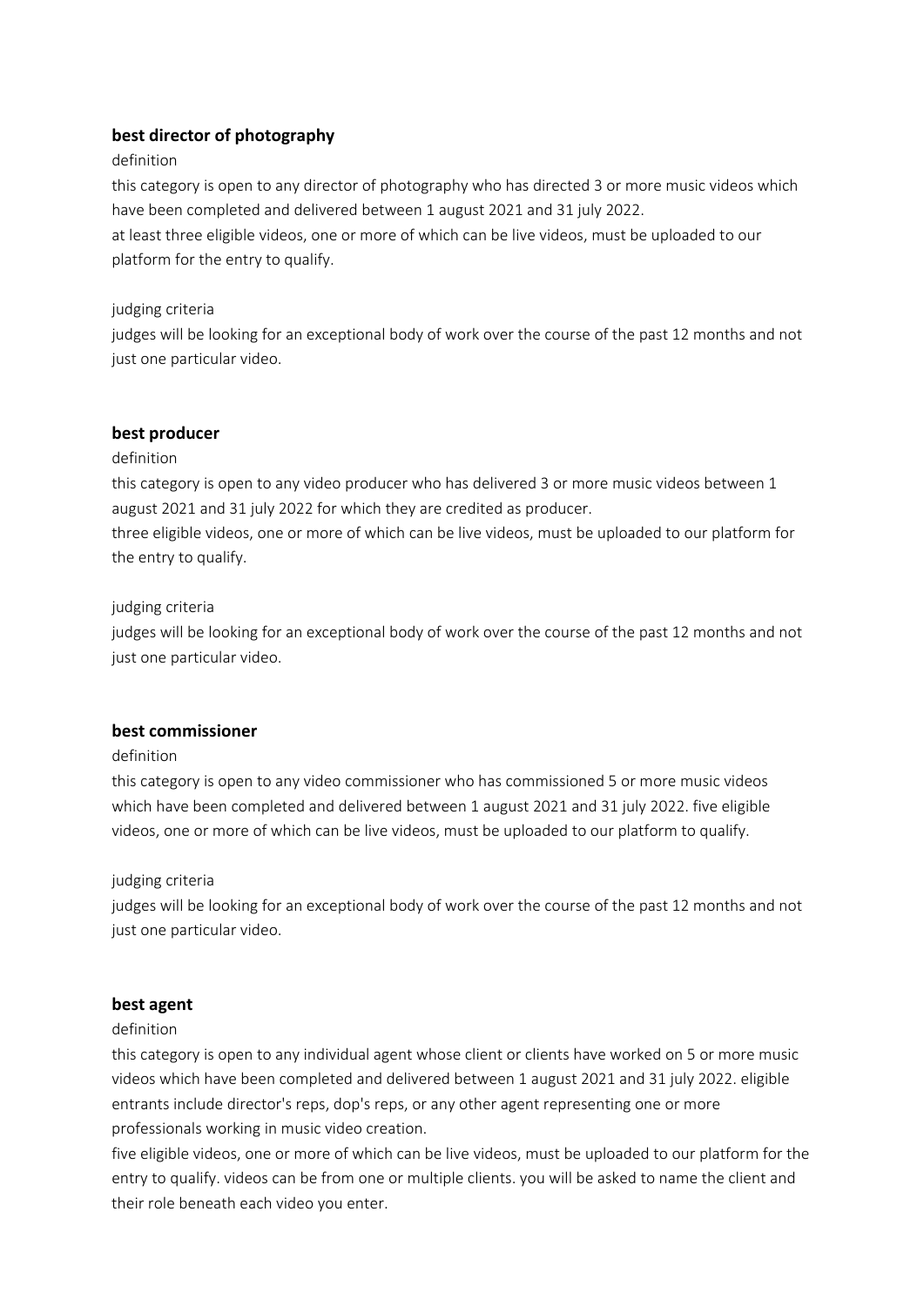**best director of photography**

definition

this category is open to any director of photography who has directed 3 or more music videos which have been completed and delivered between 1 august 2021 and 31 july 2022.
at least three eligible videos, one or more of which can be live videos, must be uploaded to our platform for the entry to qualify.

judging criteria

judges will be looking for an exceptional body of work over the course of the past 12 months and not just one particular video.

**best producer**

definition

this category is open to any video producer who has delivered 3 or more music videos between 1 august 2021 and 31 july 2022 for which they are credited as producer.
three eligible videos, one or more of which can be live videos, must be uploaded to our platform for the entry to qualify.

judging criteria

judges will be looking for an exceptional body of work over the course of the past 12 months and not just one particular video.

**best commissioner**

definition

this category is open to any video commissioner who has commissioned 5 or more music videos which have been completed and delivered between 1 august 2021 and 31 july 2022. five eligible videos, one or more of which can be live videos, must be uploaded to our platform to qualify.

judging criteria

judges will be looking for an exceptional body of work over the course of the past 12 months and not just one particular video.

**best agent**

definition

this category is open to any individual agent whose client or clients have worked on 5 or more music videos which have been completed and delivered between 1 august 2021 and 31 july 2022. eligible entrants include director's reps, dop's reps, or any other agent representing one or more professionals working in music video creation.
five eligible videos, one or more of which can be live videos, must be uploaded to our platform for the entry to qualify. videos can be from one or multiple clients. you will be asked to name the client and their role beneath each video you enter.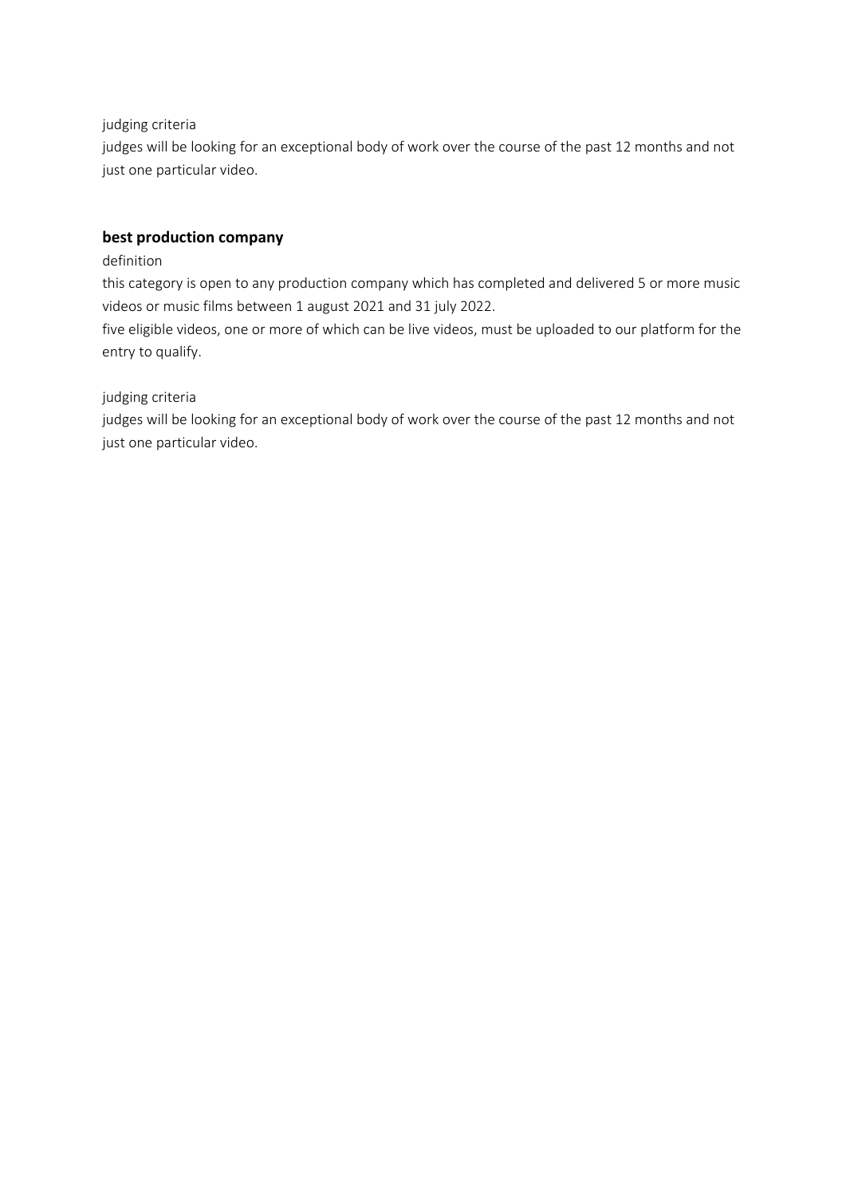judging criteria

judges will be looking for an exceptional body of work over the course of the past 12 months and not just one particular video.

### best production company

definition

this category is open to any production company which has completed and delivered 5 or more music videos or music films between 1 august 2021 and 31 july 2022.

five eligible videos, one or more of which can be live videos, must be uploaded to our platform for the entry to qualify.

judging criteria

judges will be looking for an exceptional body of work over the course of the past 12 months and not just one particular video.